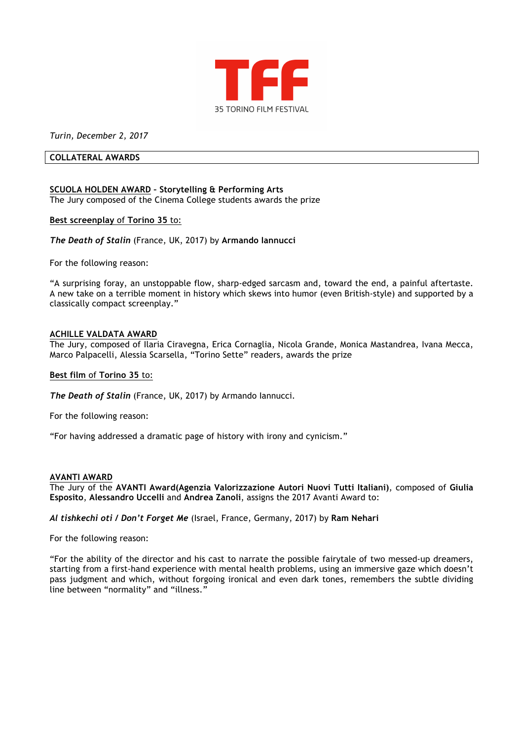TFF

35 TORINO FILM FESTIVAL

*Turin, December 2, 2017*

## COLLATERAL AWARDS

**SCUOLA HOLDEN AWARD – Storytelling & Performing Arts**
The Jury composed of the Cinema College students awards the prize

**Best screenplay** of **Torino 35** to:

***The Death of Stalin*** (France, UK, 2017) by **Armando Iannucci**

For the following reason:

"A surprising foray, an unstoppable flow, sharp-edged sarcasm and, toward the end, a painful aftertaste. A new take on a terrible moment in history which skews into humor (even British-style) and supported by a classically compact screenplay."

**ACHILLE VALDATA AWARD**
The Jury, composed of Ilaria Ciravegna, Erica Cornaglia, Nicola Grande, Monica Mastandrea, Ivana Mecca, Marco Palpacelli, Alessia Scarsella, "Torino Sette" readers, awards the prize

**Best film** of **Torino 35** to:

***The Death of Stalin*** (France, UK, 2017) by Armando Iannucci.

For the following reason:

"For having addressed a dramatic page of history with irony and cynicism."

**AVANTI AWARD**
The Jury of the **AVANTI Award(Agenzia Valorizzazione Autori Nuovi Tutti Italiani)**, composed of **Giulia Esposito**, **Alessandro Uccelli** and **Andrea Zanoli**, assigns the 2017 Avanti Award to:

***Al tishkechi oti / Don't Forget Me*** (Israel, France, Germany, 2017) by **Ram Nehari**

For the following reason:

"For the ability of the director and his cast to narrate the possible fairytale of two messed-up dreamers, starting from a first-hand experience with mental health problems, using an immersive gaze which doesn't pass judgment and which, without forgoing ironical and even dark tones, remembers the subtle dividing line between "normality" and "illness."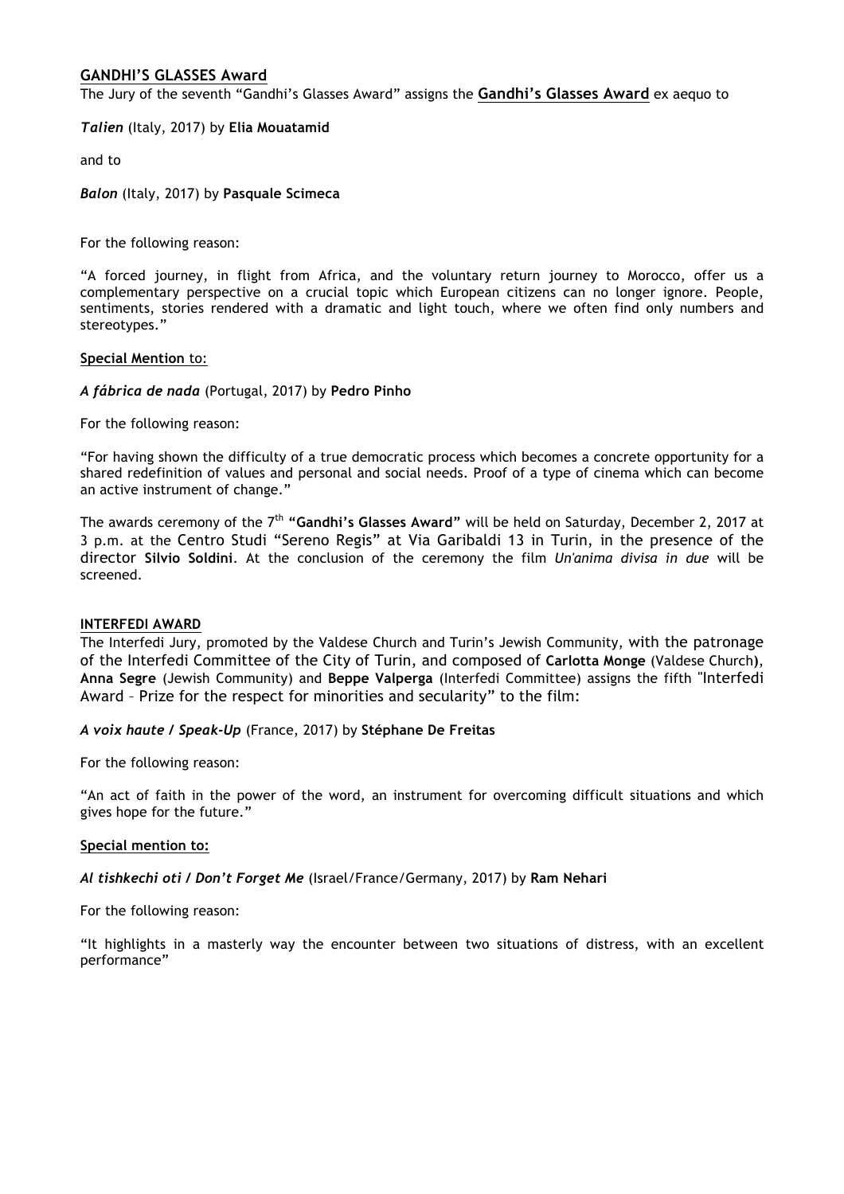## GANDHI'S GLASSES Award

The Jury of the seventh "Gandhi's Glasses Award" assigns the **Gandhi's Glasses Award** ex aequo to

***Talien*** (Italy, 2017) by **Elia Mouatamid**

and to

***Balon*** (Italy, 2017) by **Pasquale Scimeca**

For the following reason:

"A forced journey, in flight from Africa, and the voluntary return journey to Morocco, offer us a complementary perspective on a crucial topic which European citizens can no longer ignore. People, sentiments, stories rendered with a dramatic and light touch, where we often find only numbers and stereotypes."

**Special Mention** to:

***A fábrica de nada*** (Portugal, 2017) by **Pedro Pinho**

For the following reason:

"For having shown the difficulty of a true democratic process which becomes a concrete opportunity for a shared redefinition of values and personal and social needs. Proof of a type of cinema which can become an active instrument of change."

The awards ceremony of the 7th **"Gandhi's Glasses Award"** will be held on Saturday, December 2, 2017 at 3 p.m. at the Centro Studi "Sereno Regis" at Via Garibaldi 13 in Turin, in the presence of the director **Silvio Soldini**. At the conclusion of the ceremony the film *Un'anima divisa in due* will be screened.

## INTERFEDI AWARD

The Interfedi Jury, promoted by the Valdese Church and Turin's Jewish Community, with the patronage of the Interfedi Committee of the City of Turin, and composed of **Carlotta Monge** (Valdese Church**)**, **Anna Segre** (Jewish Community) and **Beppe Valperga** (Interfedi Committee) assigns the fifth "Interfedi Award – Prize for the respect for minorities and secularity" to the film:

***A voix haute / Speak-Up*** (France, 2017) by **Stéphane De Freitas**

For the following reason:

"An act of faith in the power of the word, an instrument for overcoming difficult situations and which gives hope for the future."

**Special mention to:**

***Al tishkechi oti / Don't Forget Me*** (Israel/France/Germany, 2017) by **Ram Nehari**

For the following reason:

"It highlights in a masterly way the encounter between two situations of distress, with an excellent performance"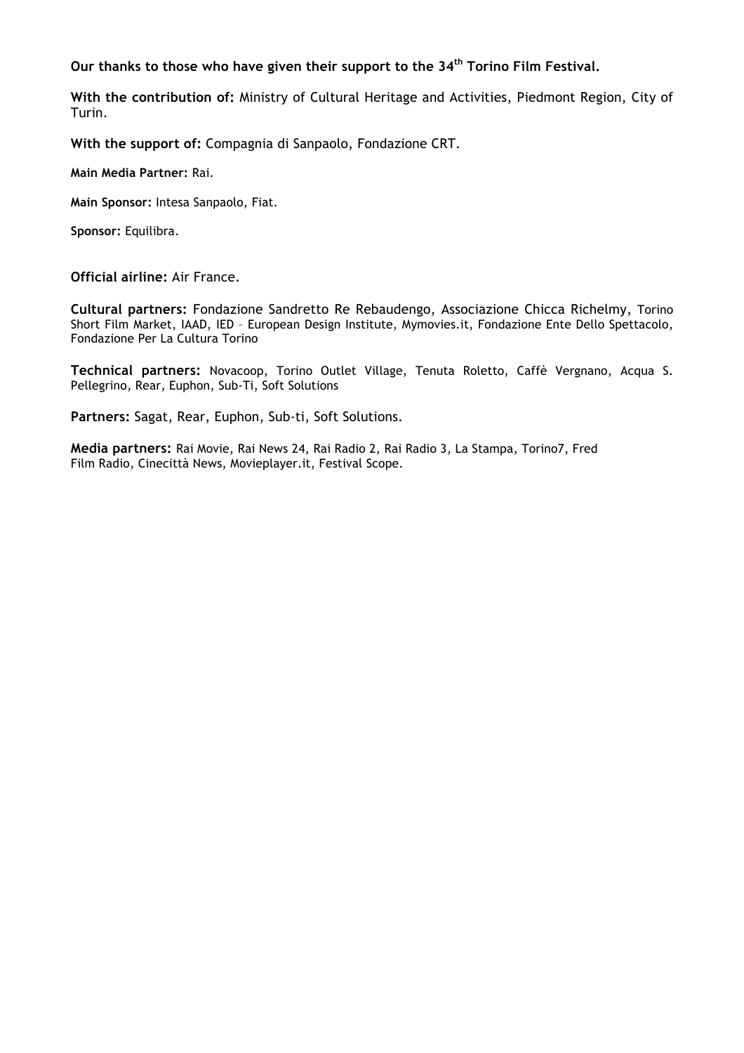**Our thanks to those who have given their support to the 34th Torino Film Festival.**

**With the contribution of:** Ministry of Cultural Heritage and Activities, Piedmont Region, City of Turin.

**With the support of:** Compagnia di Sanpaolo, Fondazione CRT.

**Main Media Partner:** Rai.

**Main Sponsor:** Intesa Sanpaolo, Fiat.

**Sponsor:** Equilibra.

**Official airline:** Air France.

**Cultural partners:** Fondazione Sandretto Re Rebaudengo, Associazione Chicca Richelmy, Torino Short Film Market, IAAD, IED – European Design Institute, Mymovies.it, Fondazione Ente Dello Spettacolo, Fondazione Per La Cultura Torino

**Technical partners:** Novacoop, Torino Outlet Village, Tenuta Roletto, Caffè Vergnano, Acqua S. Pellegrino, Rear, Euphon, Sub-Ti, Soft Solutions

**Partners:** Sagat, Rear, Euphon, Sub-ti, Soft Solutions.

**Media partners:** Rai Movie, Rai News 24, Rai Radio 2, Rai Radio 3, La Stampa, Torino7, Fred Film Radio, Cinecittà News, Movieplayer.it, Festival Scope.